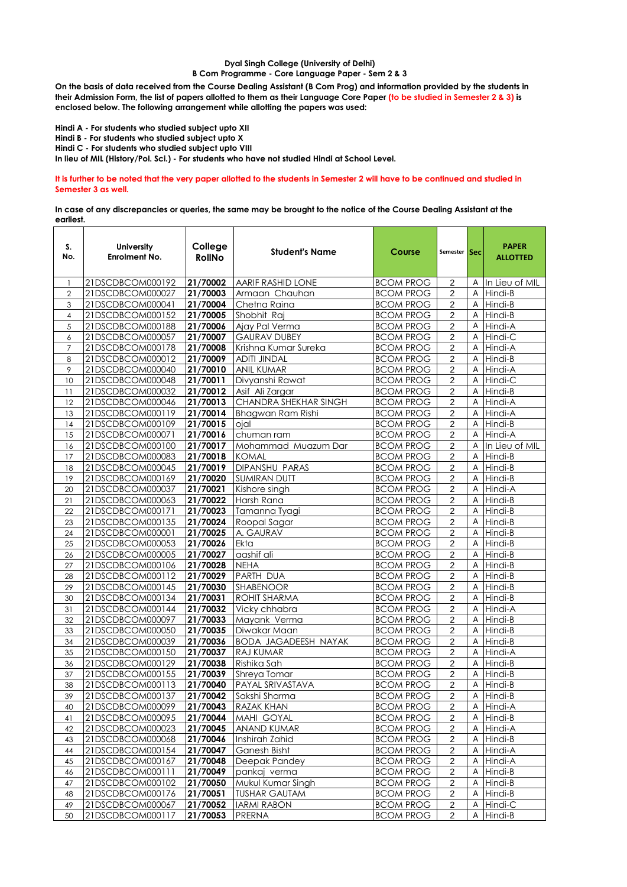**Dyal Singh College (University of Delhi)**
**B Com Programme - Core Language Paper - Sem 2 & 3**

**On the basis of data received from the Course Dealing Assistant (B Com Prog) and information provided by the students in their Admission Form, the list of papers allotted to them as their Language Core Paper (to be studied in Semester 2 & 3) is enclosed below. The following arrangement while allotting the papers was used:**

**Hindi A - For students who studied subject upto XII**
**Hindi B - For students who studied subject upto X**
**Hindi C - For students who studied subject upto VIII**
**In lieu of MIL (History/Pol. Sci.) - For students who have not studied Hindi at School Level.**

**It is further to be noted that the very paper allotted to the students in Semester 2 will have to be continued and studied in Semester 3 as well.**

**In case of any discrepancies or queries, the same may be brought to the notice of the Course Dealing Assistant at the earliest.**

| S. No. | University Enrolment No. | College RollNo | Student's Name | Course | Semester | Sec | PAPER ALLOTTED |
|---|---|---|---|---|---|---|---|
| 1 | 21DSCDBCOM000192 | 21/70002 | AARIF RASHID LONE | BCOM PROG | 2 | A | In Lieu of MIL |
| 2 | 21DSCDBCOM000027 | 21/70003 | Armaan Chauhan | BCOM PROG | 2 | A | Hindi-B |
| 3 | 21DSCDBCOM000041 | 21/70004 | Chetna Raina | BCOM PROG | 2 | A | Hindi-B |
| 4 | 21DSCDBCOM000152 | 21/70005 | Shobhit Raj | BCOM PROG | 2 | A | Hindi-B |
| 5 | 21DSCDBCOM000188 | 21/70006 | Ajay Pal Verma | BCOM PROG | 2 | A | Hindi-A |
| 6 | 21DSCDBCOM000057 | 21/70007 | GAURAV DUBEY | BCOM PROG | 2 | A | Hindi-C |
| 7 | 21DSCDBCOM000178 | 21/70008 | Krishna Kumar Sureka | BCOM PROG | 2 | A | Hindi-A |
| 8 | 21DSCDBCOM000012 | 21/70009 | ADITI JINDAL | BCOM PROG | 2 | A | Hindi-B |
| 9 | 21DSCDBCOM000040 | 21/70010 | ANIL KUMAR | BCOM PROG | 2 | A | Hindi-A |
| 10 | 21DSCDBCOM000048 | 21/70011 | Divyanshi Rawat | BCOM PROG | 2 | A | Hindi-C |
| 11 | 21DSCDBCOM000032 | 21/70012 | Asif Ali Zargar | BCOM PROG | 2 | A | Hindi-B |
| 12 | 21DSCDBCOM000046 | 21/70013 | CHANDRA SHEKHAR SINGH | BCOM PROG | 2 | A | Hindi-A |
| 13 | 21DSCDBCOM000119 | 21/70014 | Bhagwan Ram Rishi | BCOM PROG | 2 | A | Hindi-A |
| 14 | 21DSCDBCOM000109 | 21/70015 | ojal | BCOM PROG | 2 | A | Hindi-B |
| 15 | 21DSCDBCOM000071 | 21/70016 | chuman ram | BCOM PROG | 2 | A | Hindi-A |
| 16 | 21DSCDBCOM000100 | 21/70017 | Mohammad Muazum Dar | BCOM PROG | 2 | A | In Lieu of MIL |
| 17 | 21DSCDBCOM000083 | 21/70018 | KOMAL | BCOM PROG | 2 | A | Hindi-B |
| 18 | 21DSCDBCOM000045 | 21/70019 | DIPANSHU PARAS | BCOM PROG | 2 | A | Hindi-B |
| 19 | 21DSCDBCOM000169 | 21/70020 | SUMIRAN DUTT | BCOM PROG | 2 | A | Hindi-B |
| 20 | 21DSCDBCOM000037 | 21/70021 | Kishore singh | BCOM PROG | 2 | A | Hindi-A |
| 21 | 21DSCDBCOM000063 | 21/70022 | Harsh Rana | BCOM PROG | 2 | A | Hindi-B |
| 22 | 21DSCDBCOM000171 | 21/70023 | Tamanna Tyagi | BCOM PROG | 2 | A | Hindi-B |
| 23 | 21DSCDBCOM000135 | 21/70024 | Roopal Sagar | BCOM PROG | 2 | A | Hindi-B |
| 24 | 21DSCDBCOM000001 | 21/70025 | A. GAURAV | BCOM PROG | 2 | A | Hindi-B |
| 25 | 21DSCDBCOM000053 | 21/70026 | Ekta | BCOM PROG | 2 | A | Hindi-B |
| 26 | 21DSCDBCOM000005 | 21/70027 | aashif ali | BCOM PROG | 2 | A | Hindi-B |
| 27 | 21DSCDBCOM000106 | 21/70028 | NEHA | BCOM PROG | 2 | A | Hindi-B |
| 28 | 21DSCDBCOM000112 | 21/70029 | PARTH DUA | BCOM PROG | 2 | A | Hindi-B |
| 29 | 21DSCDBCOM000145 | 21/70030 | SHABENOOR | BCOM PROG | 2 | A | Hindi-B |
| 30 | 21DSCDBCOM000134 | 21/70031 | ROHIT SHARMA | BCOM PROG | 2 | A | Hindi-B |
| 31 | 21DSCDBCOM000144 | 21/70032 | Vicky chhabra | BCOM PROG | 2 | A | Hindi-A |
| 32 | 21DSCDBCOM000097 | 21/70033 | Mayank Verma | BCOM PROG | 2 | A | Hindi-B |
| 33 | 21DSCDBCOM000050 | 21/70035 | Diwakar Maan | BCOM PROG | 2 | A | Hindi-B |
| 34 | 21DSCDBCOM000039 | 21/70036 | BODA JAGADEESH NAYAK | BCOM PROG | 2 | A | Hindi-B |
| 35 | 21DSCDBCOM000150 | 21/70037 | RAJ KUMAR | BCOM PROG | 2 | A | Hindi-A |
| 36 | 21DSCDBCOM000129 | 21/70038 | Rishika Sah | BCOM PROG | 2 | A | Hindi-B |
| 37 | 21DSCDBCOM000155 | 21/70039 | Shreya Tomar | BCOM PROG | 2 | A | Hindi-B |
| 38 | 21DSCDBCOM000113 | 21/70040 | PAYAL SRIVASTAVA | BCOM PROG | 2 | A | Hindi-B |
| 39 | 21DSCDBCOM000137 | 21/70042 | Sakshi Sharma | BCOM PROG | 2 | A | Hindi-B |
| 40 | 21DSCDBCOM000099 | 21/70043 | RAZAK KHAN | BCOM PROG | 2 | A | Hindi-A |
| 41 | 21DSCDBCOM000095 | 21/70044 | MAHI GOYAL | BCOM PROG | 2 | A | Hindi-B |
| 42 | 21DSCDBCOM000023 | 21/70045 | ANAND KUMAR | BCOM PROG | 2 | A | Hindi-A |
| 43 | 21DSCDBCOM000068 | 21/70046 | Inshirah Zahid | BCOM PROG | 2 | A | Hindi-B |
| 44 | 21DSCDBCOM000154 | 21/70047 | Ganesh Bisht | BCOM PROG | 2 | A | Hindi-A |
| 45 | 21DSCDBCOM000167 | 21/70048 | Deepak Pandey | BCOM PROG | 2 | A | Hindi-A |
| 46 | 21DSCDBCOM000111 | 21/70049 | pankaj verma | BCOM PROG | 2 | A | Hindi-B |
| 47 | 21DSCDBCOM000102 | 21/70050 | Mukul Kumar Singh | BCOM PROG | 2 | A | Hindi-B |
| 48 | 21DSCDBCOM000176 | 21/70051 | TUSHAR GAUTAM | BCOM PROG | 2 | A | Hindi-B |
| 49 | 21DSCDBCOM000067 | 21/70052 | IARMI RABON | BCOM PROG | 2 | A | Hindi-C |
| 50 | 21DSCDBCOM000117 | 21/70053 | PRERNA | BCOM PROG | 2 | A | Hindi-B |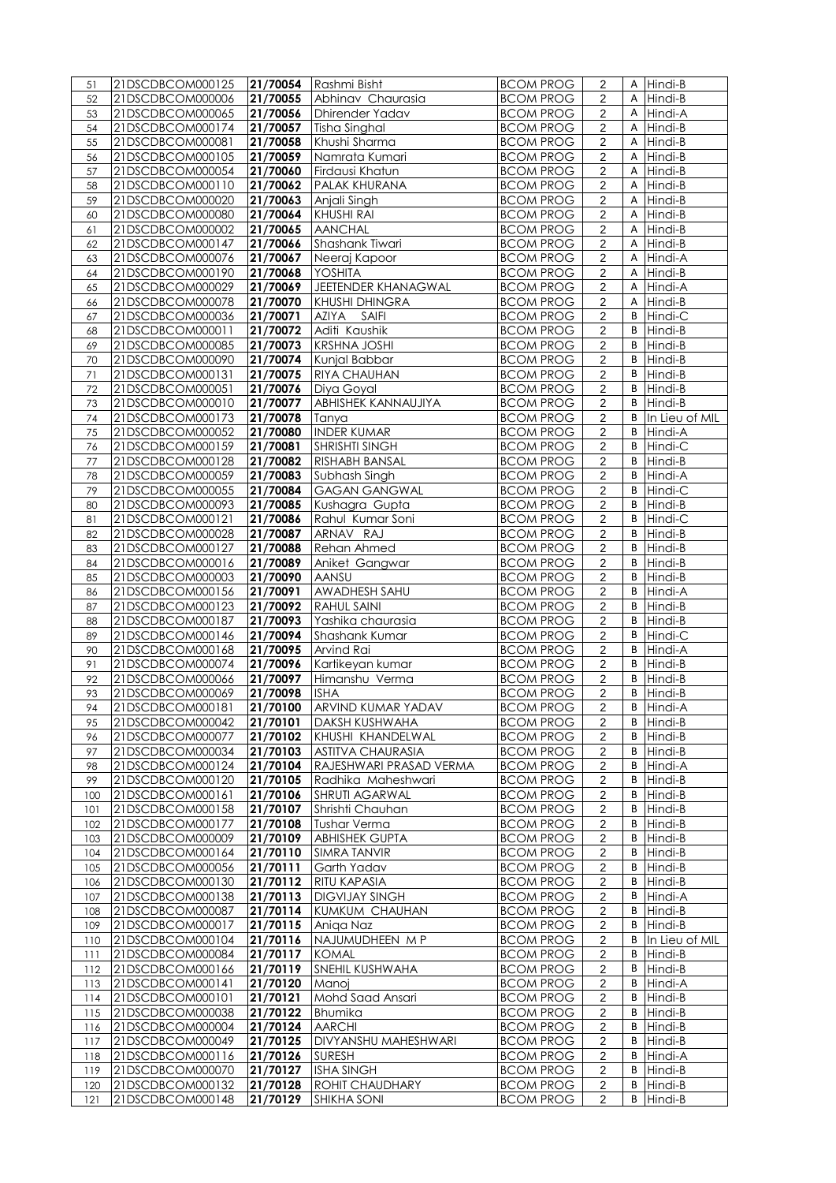| 51 | 21DSCDBCOM000125 | 21/70054 | Rashmi Bisht | BCOM PROG | 2 | A | Hindi-B |
|---|---|---|---|---|---|---|---|
| 52 | 21DSCDBCOM000006 | 21/70055 | Abhinav Chaurasia | BCOM PROG | 2 | A | Hindi-B |
| 53 | 21DSCDBCOM000065 | 21/70056 | Dhirender Yadav | BCOM PROG | 2 | A | Hindi-A |
| 54 | 21DSCDBCOM000174 | 21/70057 | Tisha Singhal | BCOM PROG | 2 | A | Hindi-B |
| 55 | 21DSCDBCOM000081 | 21/70058 | Khushi Sharma | BCOM PROG | 2 | A | Hindi-B |
| 56 | 21DSCDBCOM000105 | 21/70059 | Namrata Kumari | BCOM PROG | 2 | A | Hindi-B |
| 57 | 21DSCDBCOM000054 | 21/70060 | Firdausi Khatun | BCOM PROG | 2 | A | Hindi-B |
| 58 | 21DSCDBCOM000110 | 21/70062 | PALAK KHURANA | BCOM PROG | 2 | A | Hindi-B |
| 59 | 21DSCDBCOM000020 | 21/70063 | Anjali Singh | BCOM PROG | 2 | A | Hindi-B |
| 60 | 21DSCDBCOM000080 | 21/70064 | KHUSHI RAI | BCOM PROG | 2 | A | Hindi-B |
| 61 | 21DSCDBCOM000002 | 21/70065 | AANCHAL | BCOM PROG | 2 | A | Hindi-B |
| 62 | 21DSCDBCOM000147 | 21/70066 | Shashank Tiwari | BCOM PROG | 2 | A | Hindi-B |
| 63 | 21DSCDBCOM000076 | 21/70067 | Neeraj Kapoor | BCOM PROG | 2 | A | Hindi-A |
| 64 | 21DSCDBCOM000190 | 21/70068 | YOSHITA | BCOM PROG | 2 | A | Hindi-B |
| 65 | 21DSCDBCOM000029 | 21/70069 | JEETENDER KHANAGWAL | BCOM PROG | 2 | A | Hindi-A |
| 66 | 21DSCDBCOM000078 | 21/70070 | KHUSHI DHINGRA | BCOM PROG | 2 | A | Hindi-B |
| 67 | 21DSCDBCOM000036 | 21/70071 | AZIYA SAIFI | BCOM PROG | 2 | B | Hindi-C |
| 68 | 21DSCDBCOM000011 | 21/70072 | Aditi Kaushik | BCOM PROG | 2 | B | Hindi-B |
| 69 | 21DSCDBCOM000085 | 21/70073 | KRSHNA JOSHI | BCOM PROG | 2 | B | Hindi-B |
| 70 | 21DSCDBCOM000090 | 21/70074 | Kunjal Babbar | BCOM PROG | 2 | B | Hindi-B |
| 71 | 21DSCDBCOM000131 | 21/70075 | RIYA CHAUHAN | BCOM PROG | 2 | B | Hindi-B |
| 72 | 21DSCDBCOM000051 | 21/70076 | Diya Goyal | BCOM PROG | 2 | B | Hindi-B |
| 73 | 21DSCDBCOM000010 | 21/70077 | ABHISHEK KANNAUJIYA | BCOM PROG | 2 | B | Hindi-B |
| 74 | 21DSCDBCOM000173 | 21/70078 | Tanya | BCOM PROG | 2 | B | In Lieu of MIL |
| 75 | 21DSCDBCOM000052 | 21/70080 | INDER KUMAR | BCOM PROG | 2 | B | Hindi-A |
| 76 | 21DSCDBCOM000159 | 21/70081 | SHRISHTI SINGH | BCOM PROG | 2 | B | Hindi-C |
| 77 | 21DSCDBCOM000128 | 21/70082 | RISHABH BANSAL | BCOM PROG | 2 | B | Hindi-B |
| 78 | 21DSCDBCOM000059 | 21/70083 | Subhash Singh | BCOM PROG | 2 | B | Hindi-A |
| 79 | 21DSCDBCOM000055 | 21/70084 | GAGAN GANGWAL | BCOM PROG | 2 | B | Hindi-C |
| 80 | 21DSCDBCOM000093 | 21/70085 | Kushagra Gupta | BCOM PROG | 2 | B | Hindi-B |
| 81 | 21DSCDBCOM000121 | 21/70086 | Rahul Kumar Soni | BCOM PROG | 2 | B | Hindi-C |
| 82 | 21DSCDBCOM000028 | 21/70087 | ARNAV RAJ | BCOM PROG | 2 | B | Hindi-B |
| 83 | 21DSCDBCOM000127 | 21/70088 | Rehan Ahmed | BCOM PROG | 2 | B | Hindi-B |
| 84 | 21DSCDBCOM000016 | 21/70089 | Aniket Gangwar | BCOM PROG | 2 | B | Hindi-B |
| 85 | 21DSCDBCOM000003 | 21/70090 | AANSU | BCOM PROG | 2 | B | Hindi-B |
| 86 | 21DSCDBCOM000156 | 21/70091 | AWADHESH SAHU | BCOM PROG | 2 | B | Hindi-A |
| 87 | 21DSCDBCOM000123 | 21/70092 | RAHUL SAINI | BCOM PROG | 2 | B | Hindi-B |
| 88 | 21DSCDBCOM000187 | 21/70093 | Yashika chaurasia | BCOM PROG | 2 | B | Hindi-B |
| 89 | 21DSCDBCOM000146 | 21/70094 | Shashank Kumar | BCOM PROG | 2 | B | Hindi-C |
| 90 | 21DSCDBCOM000168 | 21/70095 | Arvind Rai | BCOM PROG | 2 | B | Hindi-A |
| 91 | 21DSCDBCOM000074 | 21/70096 | Kartikeyan kumar | BCOM PROG | 2 | B | Hindi-B |
| 92 | 21DSCDBCOM000066 | 21/70097 | Himanshu Verma | BCOM PROG | 2 | B | Hindi-B |
| 93 | 21DSCDBCOM000069 | 21/70098 | ISHA | BCOM PROG | 2 | B | Hindi-B |
| 94 | 21DSCDBCOM000181 | 21/70100 | ARVIND KUMAR YADAV | BCOM PROG | 2 | B | Hindi-A |
| 95 | 21DSCDBCOM000042 | 21/70101 | DAKSH KUSHWAHA | BCOM PROG | 2 | B | Hindi-B |
| 96 | 21DSCDBCOM000077 | 21/70102 | KHUSHI KHANDELWAL | BCOM PROG | 2 | B | Hindi-B |
| 97 | 21DSCDBCOM000034 | 21/70103 | ASTITVA CHAURASIA | BCOM PROG | 2 | B | Hindi-B |
| 98 | 21DSCDBCOM000124 | 21/70104 | RAJESHWARI PRASAD VERMA | BCOM PROG | 2 | B | Hindi-A |
| 99 | 21DSCDBCOM000120 | 21/70105 | Radhika Maheshwari | BCOM PROG | 2 | B | Hindi-B |
| 100 | 21DSCDBCOM000161 | 21/70106 | SHRUTI AGARWAL | BCOM PROG | 2 | B | Hindi-B |
| 101 | 21DSCDBCOM000158 | 21/70107 | Shrishti Chauhan | BCOM PROG | 2 | B | Hindi-B |
| 102 | 21DSCDBCOM000177 | 21/70108 | Tushar Verma | BCOM PROG | 2 | B | Hindi-B |
| 103 | 21DSCDBCOM000009 | 21/70109 | ABHISHEK GUPTA | BCOM PROG | 2 | B | Hindi-B |
| 104 | 21DSCDBCOM000164 | 21/70110 | SIMRA TANVIR | BCOM PROG | 2 | B | Hindi-B |
| 105 | 21DSCDBCOM000056 | 21/70111 | Garth Yadav | BCOM PROG | 2 | B | Hindi-B |
| 106 | 21DSCDBCOM000130 | 21/70112 | RITU KAPASIA | BCOM PROG | 2 | B | Hindi-B |
| 107 | 21DSCDBCOM000138 | 21/70113 | DIGVIJAY SINGH | BCOM PROG | 2 | B | Hindi-A |
| 108 | 21DSCDBCOM000087 | 21/70114 | KUMKUM CHAUHAN | BCOM PROG | 2 | B | Hindi-B |
| 109 | 21DSCDBCOM000017 | 21/70115 | Aniqa Naz | BCOM PROG | 2 | B | Hindi-B |
| 110 | 21DSCDBCOM000104 | 21/70116 | NAJUMUDHEEN M P | BCOM PROG | 2 | B | In Lieu of MIL |
| 111 | 21DSCDBCOM000084 | 21/70117 | KOMAL | BCOM PROG | 2 | B | Hindi-B |
| 112 | 21DSCDBCOM000166 | 21/70119 | SNEHIL KUSHWAHA | BCOM PROG | 2 | B | Hindi-B |
| 113 | 21DSCDBCOM000141 | 21/70120 | Manoj | BCOM PROG | 2 | B | Hindi-A |
| 114 | 21DSCDBCOM000101 | 21/70121 | Mohd Saad Ansari | BCOM PROG | 2 | B | Hindi-B |
| 115 | 21DSCDBCOM000038 | 21/70122 | Bhumika | BCOM PROG | 2 | B | Hindi-B |
| 116 | 21DSCDBCOM000004 | 21/70124 | AARCHI | BCOM PROG | 2 | B | Hindi-B |
| 117 | 21DSCDBCOM000049 | 21/70125 | DIVYANSHU MAHESHWARI | BCOM PROG | 2 | B | Hindi-B |
| 118 | 21DSCDBCOM000116 | 21/70126 | SURESH | BCOM PROG | 2 | B | Hindi-A |
| 119 | 21DSCDBCOM000070 | 21/70127 | ISHA SINGH | BCOM PROG | 2 | B | Hindi-B |
| 120 | 21DSCDBCOM000132 | 21/70128 | ROHIT CHAUDHARY | BCOM PROG | 2 | B | Hindi-B |
| 121 | 21DSCDBCOM000148 | 21/70129 | SHIKHA SONI | BCOM PROG | 2 | B | Hindi-B |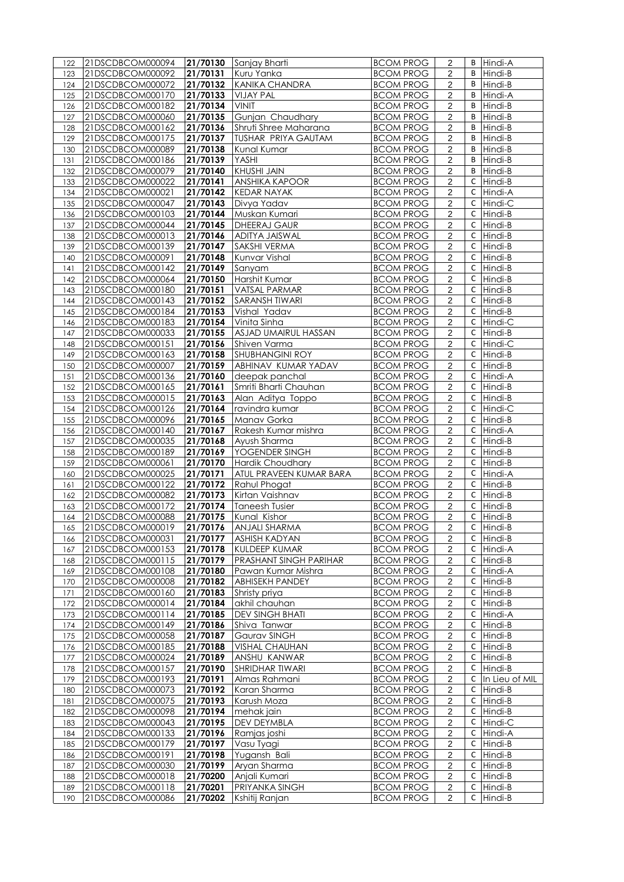| | | | | | | | |
|---|---|---|---|---|---|---|---|
| 122 | 21DSCDBCOM000094 | 21/70130 | Sanjay Bharti | BCOM PROG | 2 | B | Hindi-A |
| 123 | 21DSCDBCOM000092 | 21/70131 | Kuru Yanka | BCOM PROG | 2 | B | Hindi-B |
| 124 | 21DSCDBCOM000072 | 21/70132 | KANIKA CHANDRA | BCOM PROG | 2 | B | Hindi-B |
| 125 | 21DSCDBCOM000170 | 21/70133 | VIJAY PAL | BCOM PROG | 2 | B | Hindi-A |
| 126 | 21DSCDBCOM000182 | 21/70134 | VINIT | BCOM PROG | 2 | B | Hindi-B |
| 127 | 21DSCDBCOM000060 | 21/70135 | Gunjan Chaudhary | BCOM PROG | 2 | B | Hindi-B |
| 128 | 21DSCDBCOM000162 | 21/70136 | Shruti Shree Maharana | BCOM PROG | 2 | B | Hindi-B |
| 129 | 21DSCDBCOM000175 | 21/70137 | TUSHAR PRIYA GAUTAM | BCOM PROG | 2 | B | Hindi-B |
| 130 | 21DSCDBCOM000089 | 21/70138 | Kunal Kumar | BCOM PROG | 2 | B | Hindi-B |
| 131 | 21DSCDBCOM000186 | 21/70139 | YASHI | BCOM PROG | 2 | B | Hindi-B |
| 132 | 21DSCDBCOM000079 | 21/70140 | KHUSHI JAIN | BCOM PROG | 2 | B | Hindi-B |
| 133 | 21DSCDBCOM000022 | 21/70141 | ANSHIKA KAPOOR | BCOM PROG | 2 | C | Hindi-B |
| 134 | 21DSCDBCOM000021 | 21/70142 | KEDAR NAYAK | BCOM PROG | 2 | C | Hindi-A |
| 135 | 21DSCDBCOM000047 | 21/70143 | Divya Yadav | BCOM PROG | 2 | C | Hindi-C |
| 136 | 21DSCDBCOM000103 | 21/70144 | Muskan Kumari | BCOM PROG | 2 | C | Hindi-B |
| 137 | 21DSCDBCOM000044 | 21/70145 | DHEERAJ GAUR | BCOM PROG | 2 | C | Hindi-B |
| 138 | 21DSCDBCOM000013 | 21/70146 | ADITYA JAISWAL | BCOM PROG | 2 | C | Hindi-B |
| 139 | 21DSCDBCOM000139 | 21/70147 | SAKSHI VERMA | BCOM PROG | 2 | C | Hindi-B |
| 140 | 21DSCDBCOM000091 | 21/70148 | Kunvar Vishal | BCOM PROG | 2 | C | Hindi-B |
| 141 | 21DSCDBCOM000142 | 21/70149 | Sanyam | BCOM PROG | 2 | C | Hindi-B |
| 142 | 21DSCDBCOM000064 | 21/70150 | Harshit Kumar | BCOM PROG | 2 | C | Hindi-B |
| 143 | 21DSCDBCOM000180 | 21/70151 | VATSAL PARMAR | BCOM PROG | 2 | C | Hindi-B |
| 144 | 21DSCDBCOM000143 | 21/70152 | SARANSH TIWARI | BCOM PROG | 2 | C | Hindi-B |
| 145 | 21DSCDBCOM000184 | 21/70153 | Vishal Yadav | BCOM PROG | 2 | C | Hindi-B |
| 146 | 21DSCDBCOM000183 | 21/70154 | Vinita Sinha | BCOM PROG | 2 | C | Hindi-C |
| 147 | 21DSCDBCOM000033 | 21/70155 | ASJAD UMAIRUL HASSAN | BCOM PROG | 2 | C | Hindi-B |
| 148 | 21DSCDBCOM000151 | 21/70156 | Shiven Varma | BCOM PROG | 2 | C | Hindi-C |
| 149 | 21DSCDBCOM000163 | 21/70158 | SHUBHANGINI ROY | BCOM PROG | 2 | C | Hindi-B |
| 150 | 21DSCDBCOM000007 | 21/70159 | ABHINAV KUMAR YADAV | BCOM PROG | 2 | C | Hindi-B |
| 151 | 21DSCDBCOM000136 | 21/70160 | deepak panchal | BCOM PROG | 2 | C | Hindi-A |
| 152 | 21DSCDBCOM000165 | 21/70161 | Smriti Bharti Chauhan | BCOM PROG | 2 | C | Hindi-B |
| 153 | 21DSCDBCOM000015 | 21/70163 | Alan Aditya Toppo | BCOM PROG | 2 | C | Hindi-B |
| 154 | 21DSCDBCOM000126 | 21/70164 | ravindra kumar | BCOM PROG | 2 | C | Hindi-C |
| 155 | 21DSCDBCOM000096 | 21/70165 | Manav Gorka | BCOM PROG | 2 | C | Hindi-B |
| 156 | 21DSCDBCOM000140 | 21/70167 | Rakesh Kumar mishra | BCOM PROG | 2 | C | Hindi-A |
| 157 | 21DSCDBCOM000035 | 21/70168 | Ayush Sharma | BCOM PROG | 2 | C | Hindi-B |
| 158 | 21DSCDBCOM000189 | 21/70169 | YOGENDER SINGH | BCOM PROG | 2 | C | Hindi-B |
| 159 | 21DSCDBCOM000061 | 21/70170 | Hardik Choudhary | BCOM PROG | 2 | C | Hindi-B |
| 160 | 21DSCDBCOM000025 | 21/70171 | ATUL PRAVEEN KUMAR BARA | BCOM PROG | 2 | C | Hindi-A |
| 161 | 21DSCDBCOM000122 | 21/70172 | Rahul Phogat | BCOM PROG | 2 | C | Hindi-B |
| 162 | 21DSCDBCOM000082 | 21/70173 | Kirtan Vaishnav | BCOM PROG | 2 | C | Hindi-B |
| 163 | 21DSCDBCOM000172 | 21/70174 | Taneesh Tusier | BCOM PROG | 2 | C | Hindi-B |
| 164 | 21DSCDBCOM000088 | 21/70175 | Kunal Kishor | BCOM PROG | 2 | C | Hindi-B |
| 165 | 21DSCDBCOM000019 | 21/70176 | ANJALI SHARMA | BCOM PROG | 2 | C | Hindi-B |
| 166 | 21DSCDBCOM000031 | 21/70177 | ASHISH KADYAN | BCOM PROG | 2 | C | Hindi-B |
| 167 | 21DSCDBCOM000153 | 21/70178 | KULDEEP KUMAR | BCOM PROG | 2 | C | Hindi-A |
| 168 | 21DSCDBCOM000115 | 21/70179 | PRASHANT SINGH PARIHAR | BCOM PROG | 2 | C | Hindi-B |
| 169 | 21DSCDBCOM000108 | 21/70180 | Pawan Kumar Mishra | BCOM PROG | 2 | C | Hindi-A |
| 170 | 21DSCDBCOM000008 | 21/70182 | ABHISEKH PANDEY | BCOM PROG | 2 | C | Hindi-B |
| 171 | 21DSCDBCOM000160 | 21/70183 | Shristy priya | BCOM PROG | 2 | C | Hindi-B |
| 172 | 21DSCDBCOM000014 | 21/70184 | akhil chauhan | BCOM PROG | 2 | C | Hindi-B |
| 173 | 21DSCDBCOM000114 | 21/70185 | DEV SINGH BHATI | BCOM PROG | 2 | C | Hindi-A |
| 174 | 21DSCDBCOM000149 | 21/70186 | Shiva Tanwar | BCOM PROG | 2 | C | Hindi-B |
| 175 | 21DSCDBCOM000058 | 21/70187 | Gaurav SINGH | BCOM PROG | 2 | C | Hindi-B |
| 176 | 21DSCDBCOM000185 | 21/70188 | VISHAL CHAUHAN | BCOM PROG | 2 | C | Hindi-B |
| 177 | 21DSCDBCOM000024 | 21/70189 | ANSHU KANWAR | BCOM PROG | 2 | C | Hindi-B |
| 178 | 21DSCDBCOM000157 | 21/70190 | SHRIDHAR TIWARI | BCOM PROG | 2 | C | Hindi-B |
| 179 | 21DSCDBCOM000193 | 21/70191 | Almas Rahmani | BCOM PROG | 2 | C | In Lieu of MIL |
| 180 | 21DSCDBCOM000073 | 21/70192 | Karan Sharma | BCOM PROG | 2 | C | Hindi-B |
| 181 | 21DSCDBCOM000075 | 21/70193 | Karush Moza | BCOM PROG | 2 | C | Hindi-B |
| 182 | 21DSCDBCOM000098 | 21/70194 | mehak jain | BCOM PROG | 2 | C | Hindi-B |
| 183 | 21DSCDBCOM000043 | 21/70195 | DEV DEYMBLA | BCOM PROG | 2 | C | Hindi-C |
| 184 | 21DSCDBCOM000133 | 21/70196 | Ramjas joshi | BCOM PROG | 2 | C | Hindi-A |
| 185 | 21DSCDBCOM000179 | 21/70197 | Vasu Tyagi | BCOM PROG | 2 | C | Hindi-B |
| 186 | 21DSCDBCOM000191 | 21/70198 | Yugansh Bali | BCOM PROG | 2 | C | Hindi-B |
| 187 | 21DSCDBCOM000030 | 21/70199 | Aryan Sharma | BCOM PROG | 2 | C | Hindi-B |
| 188 | 21DSCDBCOM000018 | 21/70200 | Anjali Kumari | BCOM PROG | 2 | C | Hindi-B |
| 189 | 21DSCDBCOM000118 | 21/70201 | PRIYANKA SINGH | BCOM PROG | 2 | C | Hindi-B |
| 190 | 21DSCDBCOM000086 | 21/70202 | Kshitij Ranjan | BCOM PROG | 2 | C | Hindi-B |